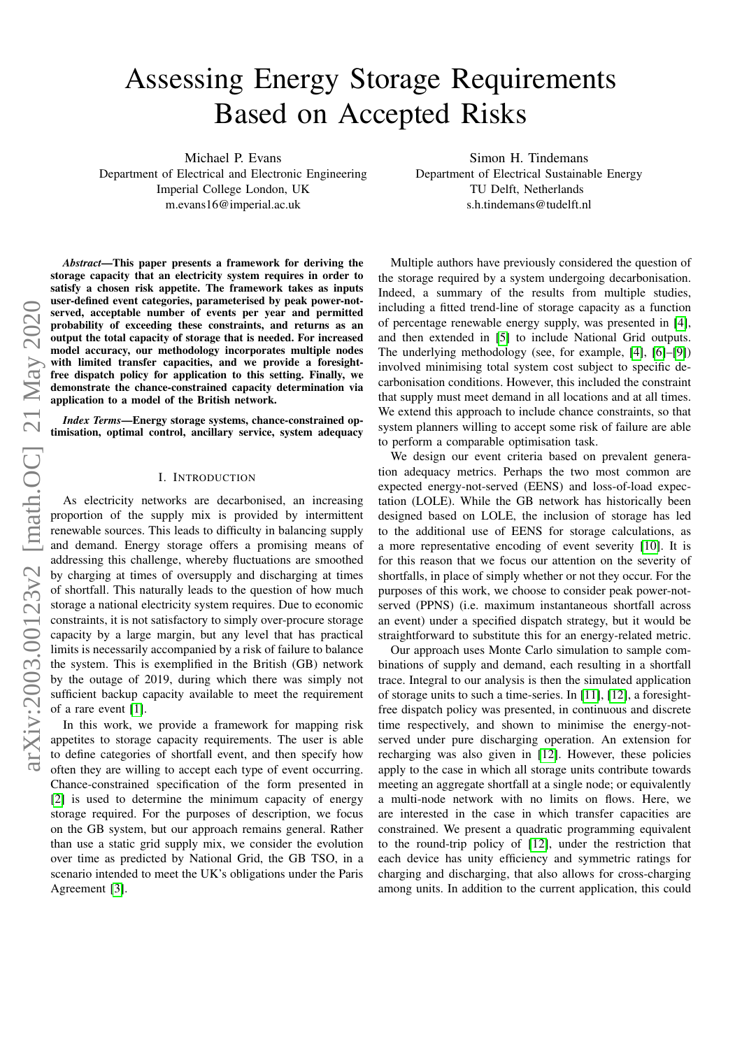# Assessing Energy Storage Requirements Based on Accepted Risks

Michael P. Evans
Department of Electrical and Electronic Engineering
Imperial College London, UK
m.evans16@imperial.ac.uk

Simon H. Tindemans
Department of Electrical Sustainable Energy
TU Delft, Netherlands
s.h.tindemans@tudelft.nl

***Abstract*—This paper presents a framework for deriving the storage capacity that an electricity system requires in order to satisfy a chosen risk appetite. The framework takes as inputs user-defined event categories, parameterised by peak power-not-served, acceptable number of events per year and permitted probability of exceeding these constraints, and returns as an output the total capacity of storage that is needed. For increased model accuracy, our methodology incorporates multiple nodes with limited transfer capacities, and we provide a foresight-free dispatch policy for application to this setting. Finally, we demonstrate the chance-constrained capacity determination via application to a model of the British network.**

***Index Terms*—Energy storage systems, chance-constrained optimisation, optimal control, ancillary service, system adequacy**

## I. Introduction

As electricity networks are decarbonised, an increasing proportion of the supply mix is provided by intermittent renewable sources. This leads to difficulty in balancing supply and demand. Energy storage offers a promising means of addressing this challenge, whereby fluctuations are smoothed by charging at times of oversupply and discharging at times of shortfall. This naturally leads to the question of how much storage a national electricity system requires. Due to economic constraints, it is not satisfactory to simply over-procure storage capacity by a large margin, but any level that has practical limits is necessarily accompanied by a risk of failure to balance the system. This is exemplified in the British (GB) network by the outage of 2019, during which there was simply not sufficient backup capacity available to meet the requirement of a rare event [1].

In this work, we provide a framework for mapping risk appetites to storage capacity requirements. The user is able to define categories of shortfall event, and then specify how often they are willing to accept each type of event occurring. Chance-constrained specification of the form presented in [2] is used to determine the minimum capacity of energy storage required. For the purposes of description, we focus on the GB system, but our approach remains general. Rather than use a static grid supply mix, we consider the evolution over time as predicted by National Grid, the GB TSO, in a scenario intended to meet the UK's obligations under the Paris Agreement [3].

Multiple authors have previously considered the question of the storage required by a system undergoing decarbonisation. Indeed, a summary of the results from multiple studies, including a fitted trend-line of storage capacity as a function of percentage renewable energy supply, was presented in [4], and then extended in [5] to include National Grid outputs. The underlying methodology (see, for example, [4], [6]–[9]) involved minimising total system cost subject to specific decarbonisation conditions. However, this included the constraint that supply must meet demand in all locations and at all times. We extend this approach to include chance constraints, so that system planners willing to accept some risk of failure are able to perform a comparable optimisation task.

We design our event criteria based on prevalent generation adequacy metrics. Perhaps the two most common are expected energy-not-served (EENS) and loss-of-load expectation (LOLE). While the GB network has historically been designed based on LOLE, the inclusion of storage has led to the additional use of EENS for storage calculations, as a more representative encoding of event severity [10]. It is for this reason that we focus our attention on the severity of shortfalls, in place of simply whether or not they occur. For the purposes of this work, we choose to consider peak power-not-served (PPNS) (i.e. maximum instantaneous shortfall across an event) under a specified dispatch strategy, but it would be straightforward to substitute this for an energy-related metric.

Our approach uses Monte Carlo simulation to sample combinations of supply and demand, each resulting in a shortfall trace. Integral to our analysis is then the simulated application of storage units to such a time-series. In [11], [12], a foresight-free dispatch policy was presented, in continuous and discrete time respectively, and shown to minimise the energy-not-served under pure discharging operation. An extension for recharging was also given in [12]. However, these policies apply to the case in which all storage units contribute towards meeting an aggregate shortfall at a single node; or equivalently a multi-node network with no limits on flows. Here, we are interested in the case in which transfer capacities are constrained. We present a quadratic programming equivalent to the round-trip policy of [12], under the restriction that each device has unity efficiency and symmetric ratings for charging and discharging, that also allows for cross-charging among units. In addition to the current application, this could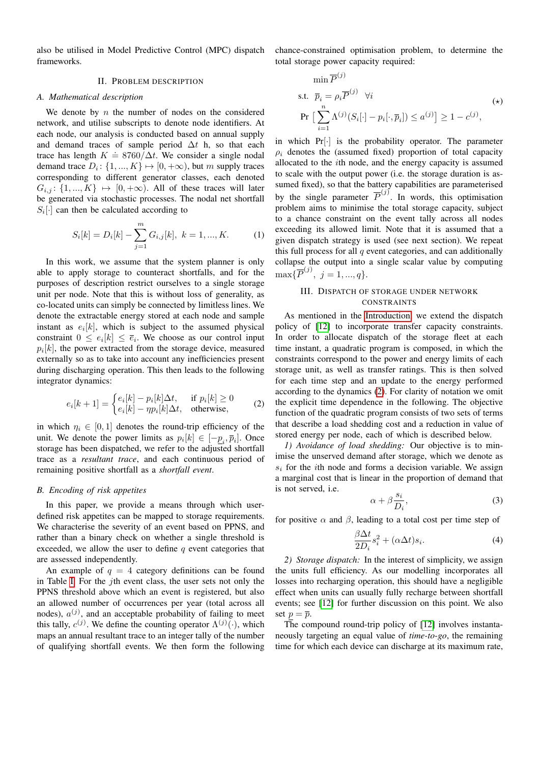also be utilised in Model Predictive Control (MPC) dispatch frameworks.

## II. Problem Description

### A. Mathematical description

We denote by $n$ the number of nodes on the considered network, and utilise subscripts to denote node identifiers. At each node, our analysis is conducted based on annual supply and demand traces of sample period $\Delta t$ h, so that each trace has length $K \doteq 8760/\Delta t$. We consider a single nodal demand trace $D_i\colon \{1, ..., K\} \mapsto [0, +\infty)$, but $m$ supply traces corresponding to different generator classes, each denoted $G_{i,j}\colon \{1, ..., K\} \mapsto [0, +\infty)$. All of these traces will later be generated via stochastic processes. The nodal net shortfall $S_i[\cdot]$ can then be calculated according to

$$S_i[k] = D_i[k] - \sum_{j=1}^{m} G_{i,j}[k], \;\; k = 1, ..., K. \tag{1}$$

In this work, we assume that the system planner is only able to apply storage to counteract shortfalls, and for the purposes of description restrict ourselves to a single storage unit per node. Note that this is without loss of generality, as co-located units can simply be connected by limitless lines. We denote the extractable energy stored at each node and sample instant as $e_i[k]$, which is subject to the assumed physical constraint $0 \leq e_i[k] \leq \overline{e}_i$. We choose as our control input $p_i[k]$, the power extracted from the storage device, measured externally so as to take into account any inefficiencies present during discharging operation. This then leads to the following integrator dynamics:

$$e_i[k+1] = \begin{cases} e_i[k] - p_i[k]\Delta t, & \text{if } p_i[k] \geq 0 \\ e_i[k] - \eta p_i[k]\Delta t, & \text{otherwise,} \end{cases} \tag{2}$$

in which $\eta_i \in [0, 1]$ denotes the round-trip efficiency of the unit. We denote the power limits as $p_i[k] \in [-\underline{p}_i, \overline{p}_i]$. Once storage has been dispatched, we refer to the adjusted shortfall trace as a *resultant trace*, and each continuous period of remaining positive shortfall as a *shortfall event*.

### B. Encoding of risk appetites

In this paper, we provide a means through which user-defined risk appetites can be mapped to storage requirements. We characterise the severity of an event based on PPNS, and rather than a binary check on whether a single threshold is exceeded, we allow the user to define $q$ event categories that are assessed independently.

An example of $q = 4$ category definitions can be found in Table I. For the $j$th event class, the user sets not only the PPNS threshold above which an event is registered, but also an allowed number of occurrences per year (total across all nodes), $a^{(j)}$, and an acceptable probability of failing to meet this tally, $c^{(j)}$. We define the counting operator $\Lambda^{(j)}(\cdot)$, which maps an annual resultant trace to an integer tally of the number of qualifying shortfall events. We then form the following chance-constrained optimisation problem, to determine the total storage power capacity required:

$$\begin{aligned} &\min \overline{P}^{(j)} \\ &\text{s.t. } \;\overline{p}_i = \rho_i \overline{P}^{(j)} \;\; \forall i \\ &\text{Pr}\,\Big[\sum_{i=1}^{n} \Lambda^{(j)}(S_i[\cdot] - p_i[\cdot, \overline{p}_i]) \leq a^{(j)}\Big] \geq 1 - c^{(j)}, \end{aligned} \tag{$\star$}$$

in which $\text{Pr}[\cdot]$ is the probability operator. The parameter $\rho_i$ denotes the (assumed fixed) proportion of total capacity allocated to the $i$th node, and the energy capacity is assumed to scale with the output power (i.e. the storage duration is assumed fixed), so that the battery capabilities are parameterised by the single parameter $\overline{P}^{(j)}$. In words, this optimisation problem aims to minimise the total storage capacity, subject to a chance constraint on the event tally across all nodes exceeding its allowed limit. Note that it is assumed that a given dispatch strategy is used (see next section). We repeat this full process for all $q$ event categories, and can additionally collapse the output into a single scalar value by computing $\max\{\overline{P}^{(j)}, \; j = 1, ..., q\}$.

## III. Dispatch of Storage under Network Constraints

As mentioned in the Introduction, we extend the dispatch policy of [12] to incorporate transfer capacity constraints. In order to allocate dispatch of the storage fleet at each time instant, a quadratic program is composed, in which the constraints correspond to the power and energy limits of each storage unit, as well as transfer ratings. This is then solved for each time step and an update to the energy performed according to the dynamics (2). For clarity of notation we omit the explicit time dependence in the following. The objective function of the quadratic program consists of two sets of terms that describe a load shedding cost and a reduction in value of stored energy per node, each of which is described below.

*1) Avoidance of load shedding:* Our objective is to minimise the unserved demand after storage, which we denote as $s_i$ for the $i$th node and forms a decision variable. We assign a marginal cost that is linear in the proportion of demand that is not served, i.e.

$$\alpha + \beta \frac{s_i}{D_i}, \tag{3}$$

for positive $\alpha$ and $\beta$, leading to a total cost per time step of

$$\frac{\beta \Delta t}{2 D_i} s_i^2 + (\alpha \Delta t) s_i. \tag{4}$$

*2) Storage dispatch:* In the interest of simplicity, we assign the units full efficiency. As our modelling incorporates all losses into recharging operation, this should have a negligible effect when units can usually fully recharge between shortfall events; see [12] for further discussion on this point. We also set $\underline{p} = \overline{p}$.

The compound round-trip policy of [12] involves instantaneously targeting an equal value of *time-to-go*, the remaining time for which each device can discharge at its maximum rate,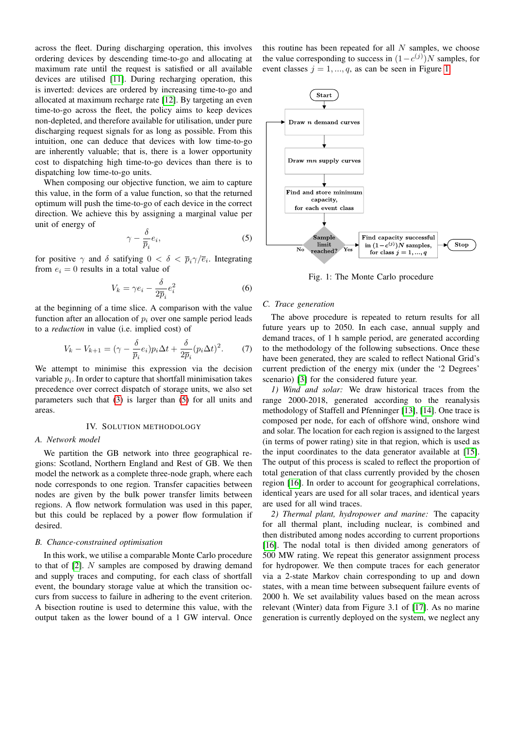across the fleet. During discharging operation, this involves ordering devices by descending time-to-go and allocating at maximum rate until the request is satisfied or all available devices are utilised [11]. During recharging operation, this is inverted: devices are ordered by increasing time-to-go and allocated at maximum recharge rate [12]. By targeting an even time-to-go across the fleet, the policy aims to keep devices non-depleted, and therefore available for utilisation, under pure discharging request signals for as long as possible. From this intuition, one can deduce that devices with low time-to-go are inherently valuable; that is, there is a lower opportunity cost to dispatching high time-to-go devices than there is to dispatching low time-to-go units.

When composing our objective function, we aim to capture this value, in the form of a value function, so that the returned optimum will push the time-to-go of each device in the correct direction. We achieve this by assigning a marginal value per unit of energy of

$$\gamma - \frac{\delta}{\overline{p}_i} e_i, \tag{5}$$

for positive $\gamma$ and $\delta$ satisfying $0 < \delta < \overline{p}_i \gamma / \overline{e}_i$. Integrating from $e_i = 0$ results in a total value of

$$V_k = \gamma e_i - \frac{\delta}{2\overline{p}_i} e_i^2 \tag{6}$$

at the beginning of a time slice. A comparison with the value function after an allocation of $p_i$ over one sample period leads to a *reduction* in value (i.e. implied cost) of

$$V_k - V_{k+1} = (\gamma - \frac{\delta}{\overline{p}_i} e_i) p_i \Delta t + \frac{\delta}{2\overline{p}_i} (p_i \Delta t)^2. \tag{7}$$

We attempt to minimise this expression via the decision variable $p_i$. In order to capture that shortfall minimisation takes precedence over correct dispatch of storage units, we also set parameters such that (3) is larger than (5) for all units and areas.

## IV. Solution Methodology

### A. Network model

We partition the GB network into three geographical regions: Scotland, Northern England and Rest of GB. We then model the network as a complete three-node graph, where each node corresponds to one region. Transfer capacities between nodes are given by the bulk power transfer limits between regions. A flow network formulation was used in this paper, but this could be replaced by a power flow formulation if desired.

### B. Chance-constrained optimisation

In this work, we utilise a comparable Monte Carlo procedure to that of [2]. $N$ samples are composed by drawing demand and supply traces and computing, for each class of shortfall event, the boundary storage value at which the transition occurs from success to failure in adhering to the event criterion. A bisection routine is used to determine this value, with the output taken as the lower bound of a 1 GW interval. Once this routine has been repeated for all $N$ samples, we choose the value corresponding to success in $(1-c^{(j)})N$ samples, for event classes $j = 1, ..., q$, as can be seen in Figure 1.

Start → Draw $n$ demand curves → Draw $mn$ supply curves → Find and store minimum capacity, for each event class → Sample limit reached? (No: return to Draw $n$ demand curves; Yes: Find capacity successful in $(1-c^{(j)})N$ samples, for class $j = 1, ..., q$) → Stop

Fig. 1: The Monte Carlo procedure

### C. Trace generation

The above procedure is repeated to return results for all future years up to 2050. In each case, annual supply and demand traces, of 1 h sample period, are generated according to the methodology of the following subsections. Once these have been generated, they are scaled to reflect National Grid's current prediction of the energy mix (under the '2 Degrees' scenario) [3] for the considered future year.

*1) Wind and solar:* We draw historical traces from the range 2000-2018, generated according to the reanalysis methodology of Staffell and Pfenninger [13], [14]. One trace is composed per node, for each of offshore wind, onshore wind and solar. The location for each region is assigned to the largest (in terms of power rating) site in that region, which is used as the input coordinates to the data generator available at [15]. The output of this process is scaled to reflect the proportion of total generation of that class currently provided by the chosen region [16]. In order to account for geographical correlations, identical years are used for all solar traces, and identical years are used for all wind traces.

*2) Thermal plant, hydropower and marine:* The capacity for all thermal plant, including nuclear, is combined and then distributed among nodes according to current proportions [16]. The nodal total is then divided among generators of 500 MW rating. We repeat this generator assignment process for hydropower. We then compute traces for each generator via a 2-state Markov chain corresponding to up and down states, with a mean time between subsequent failure events of 2000 h. We set availability values based on the mean across relevant (Winter) data from Figure 3.1 of [17]. As no marine generation is currently deployed on the system, we neglect any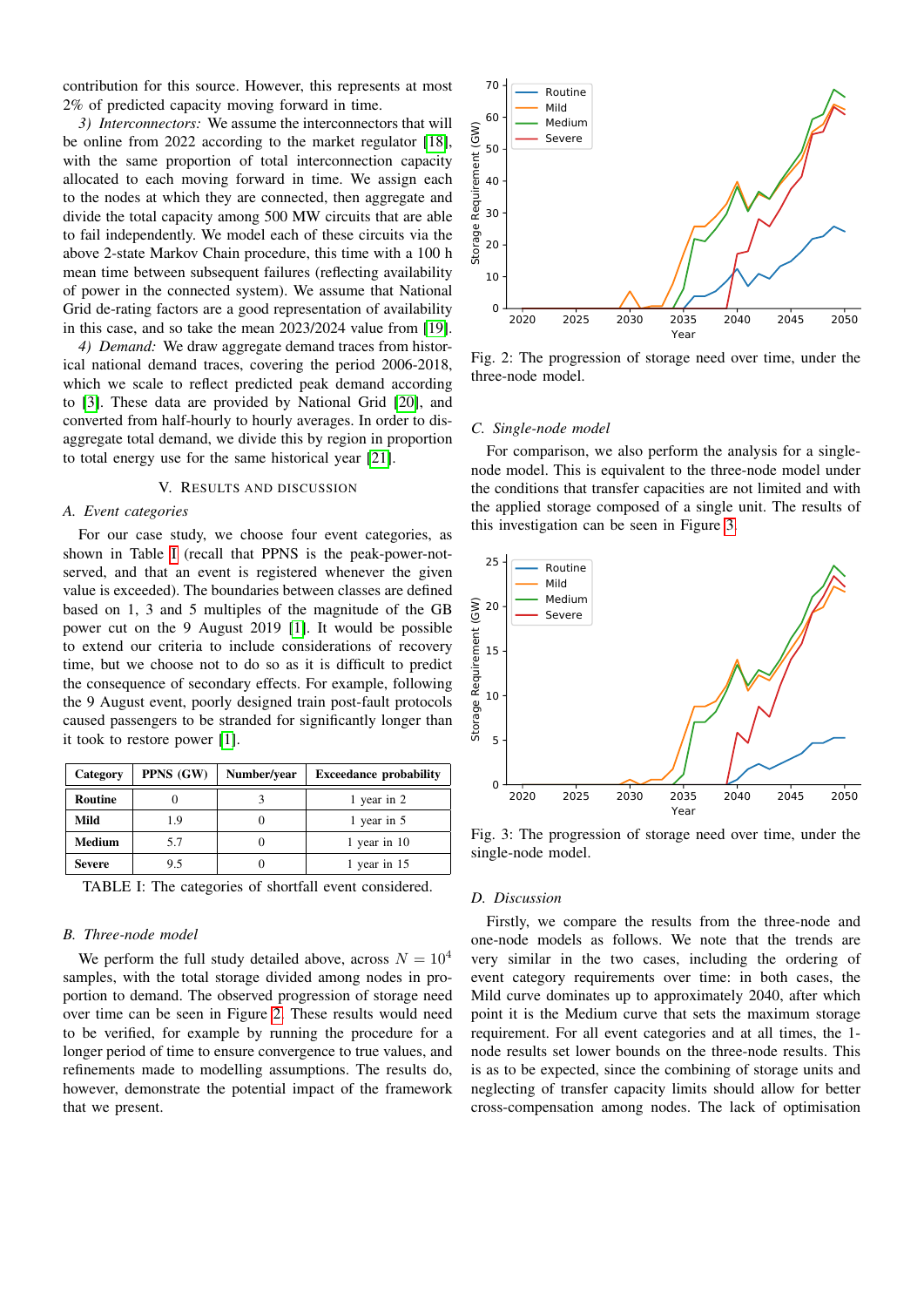contribution for this source. However, this represents at most 2% of predicted capacity moving forward in time.

*3) Interconnectors:* We assume the interconnectors that will be online from 2022 according to the market regulator [18], with the same proportion of total interconnection capacity allocated to each moving forward in time. We assign each to the nodes at which they are connected, then aggregate and divide the total capacity among 500 MW circuits that are able to fail independently. We model each of these circuits via the above 2-state Markov Chain procedure, this time with a 100 h mean time between subsequent failures (reflecting availability of power in the connected system). We assume that National Grid de-rating factors are a good representation of availability in this case, and so take the mean 2023/2024 value from [19].

*4) Demand:* We draw aggregate demand traces from historical national demand traces, covering the period 2006-2018, which we scale to reflect predicted peak demand according to [3]. These data are provided by National Grid [20], and converted from half-hourly to hourly averages. In order to disaggregate total demand, we divide this by region in proportion to total energy use for the same historical year [21].

## V. Results and Discussion

### A. Event categories

For our case study, we choose four event categories, as shown in Table I (recall that PPNS is the peak-power-not-served, and that an event is registered whenever the given value is exceeded). The boundaries between classes are defined based on 1, 3 and 5 multiples of the magnitude of the GB power cut on the 9 August 2019 [1]. It would be possible to extend our criteria to include considerations of recovery time, but we choose not to do so as it is difficult to predict the consequence of secondary effects. For example, following the 9 August event, poorly designed train post-fault protocols caused passengers to be stranded for significantly longer than it took to restore power [1].

| Category | PPNS (GW) | Number/year | Exceedance probability |
|---|---|---|---|
| **Routine** | 0 | 3 | 1 year in 2 |
| **Mild** | 1.9 | 0 | 1 year in 5 |
| **Medium** | 5.7 | 0 | 1 year in 10 |
| **Severe** | 9.5 | 0 | 1 year in 15 |

TABLE I: The categories of shortfall event considered.

### B. Three-node model

We perform the full study detailed above, across $N = 10^4$ samples, with the total storage divided among nodes in proportion to demand. The observed progression of storage need over time can be seen in Figure 2. These results would need to be verified, for example by running the procedure for a longer period of time to ensure convergence to true values, and refinements made to modelling assumptions. The results do, however, demonstrate the potential impact of the framework that we present.

Fig. 2: The progression of storage need over time, under the three-node model.

### C. Single-node model

For comparison, we also perform the analysis for a single-node model. This is equivalent to the three-node model under the conditions that transfer capacities are not limited and with the applied storage composed of a single unit. The results of this investigation can be seen in Figure 3.

Fig. 3: The progression of storage need over time, under the single-node model.

### D. Discussion

Firstly, we compare the results from the three-node and one-node models as follows. We note that the trends are very similar in the two cases, including the ordering of event category requirements over time: in both cases, the Mild curve dominates up to approximately 2040, after which point it is the Medium curve that sets the maximum storage requirement. For all event categories and at all times, the 1-node results set lower bounds on the three-node results. This is as to be expected, since the combining of storage units and neglecting of transfer capacity limits should allow for better cross-compensation among nodes. The lack of optimisation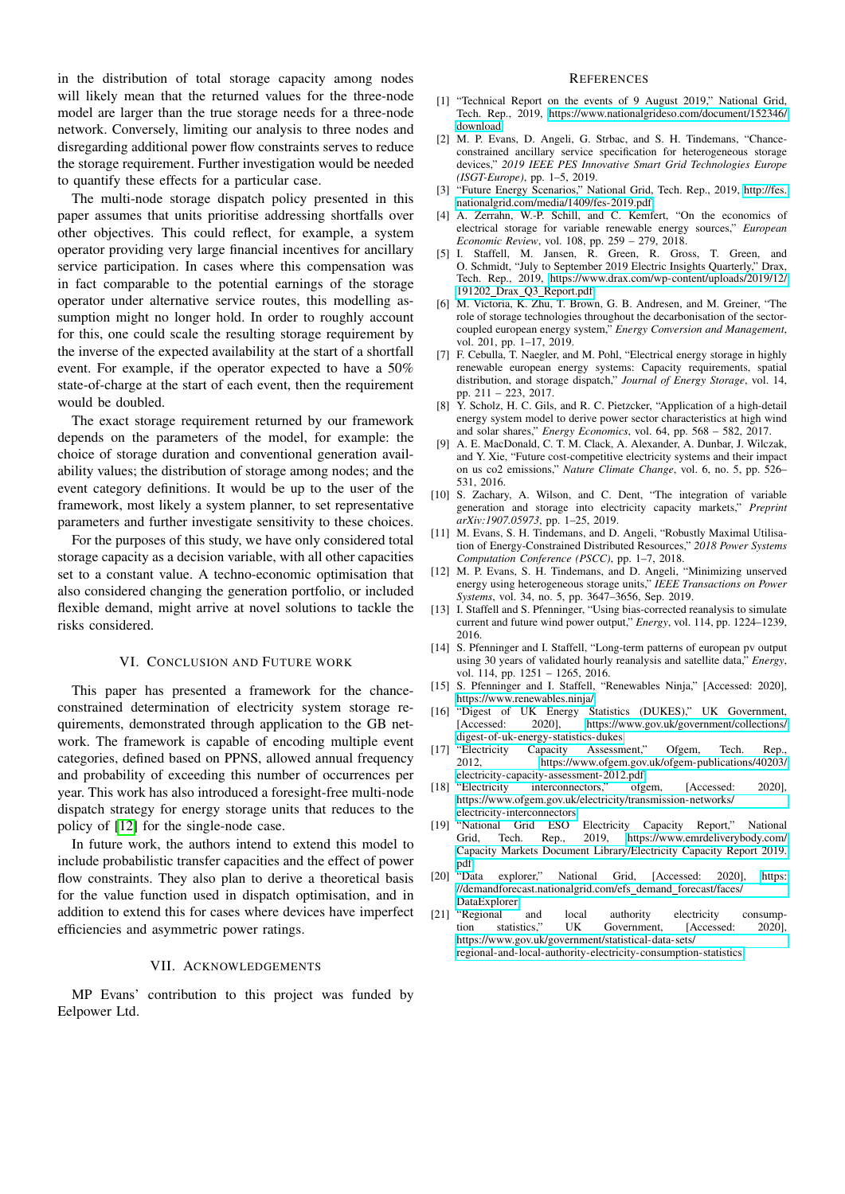in the distribution of total storage capacity among nodes will likely mean that the returned values for the three-node model are larger than the true storage needs for a three-node network. Conversely, limiting our analysis to three nodes and disregarding additional power flow constraints serves to reduce the storage requirement. Further investigation would be needed to quantify these effects for a particular case.

The multi-node storage dispatch policy presented in this paper assumes that units prioritise addressing shortfalls over other objectives. This could reflect, for example, a system operator providing very large financial incentives for ancillary service participation. In cases where this compensation was in fact comparable to the potential earnings of the storage operator under alternative service routes, this modelling assumption might no longer hold. In order to roughly account for this, one could scale the resulting storage requirement by the inverse of the expected availability at the start of a shortfall event. For example, if the operator expected to have a 50% state-of-charge at the start of each event, then the requirement would be doubled.

The exact storage requirement returned by our framework depends on the parameters of the model, for example: the choice of storage duration and conventional generation availability values; the distribution of storage among nodes; and the event category definitions. It would be up to the user of the framework, most likely a system planner, to set representative parameters and further investigate sensitivity to these choices.

For the purposes of this study, we have only considered total storage capacity as a decision variable, with all other capacities set to a constant value. A techno-economic optimisation that also considered changing the generation portfolio, or included flexible demand, might arrive at novel solutions to tackle the risks considered.

## VI. Conclusion and Future work

This paper has presented a framework for the chance-constrained determination of electricity system storage requirements, demonstrated through application to the GB network. The framework is capable of encoding multiple event categories, defined based on PPNS, allowed annual frequency and probability of exceeding this number of occurrences per year. This work has also introduced a foresight-free multi-node dispatch strategy for energy storage units that reduces to the policy of [12] for the single-node case.

In future work, the authors intend to extend this model to include probabilistic transfer capacities and the effect of power flow constraints. They also plan to derive a theoretical basis for the value function used in dispatch optimisation, and in addition to extend this for cases where devices have imperfect efficiencies and asymmetric power ratings.

## VII. Acknowledgements

MP Evans' contribution to this project was funded by Eelpower Ltd.

## References

[1] "Technical Report on the events of 9 August 2019," National Grid, Tech. Rep., 2019, https://www.nationalgrideso.com/document/152346/download

[2] M. P. Evans, D. Angeli, G. Strbac, and S. H. Tindemans, "Chance-constrained ancillary service specification for heterogeneous storage devices," *2019 IEEE PES Innovative Smart Grid Technologies Europe (ISGT-Europe)*, pp. 1–5, 2019.

[3] "Future Energy Scenarios," National Grid, Tech. Rep., 2019, http://fes.nationalgrid.com/media/1409/fes-2019.pdf

[4] A. Zerrahn, W.-P. Schill, and C. Kemfert, "On the economics of electrical storage for variable renewable energy sources," *European Economic Review*, vol. 108, pp. 259 – 279, 2018.

[5] I. Staffell, M. Jansen, R. Green, R. Gross, T. Green, and O. Schmidt, "July to September 2019 Electric Insights Quarterly," Drax, Tech. Rep., 2019, https://www.drax.com/wp-content/uploads/2019/12/191202_Drax_Q3_Report.pdf

[6] M. Victoria, K. Zhu, T. Brown, G. B. Andresen, and M. Greiner, "The role of storage technologies throughout the decarbonisation of the sector-coupled european energy system," *Energy Conversion and Management*, vol. 201, pp. 1–17, 2019.

[7] F. Cebulla, T. Naegler, and M. Pohl, "Electrical energy storage in highly renewable european energy systems: Capacity requirements, spatial distribution, and storage dispatch," *Journal of Energy Storage*, vol. 14, pp. 211 – 223, 2017.

[8] Y. Scholz, H. C. Gils, and R. C. Pietzcker, "Application of a high-detail energy system model to derive power sector characteristics at high wind and solar shares," *Energy Economics*, vol. 64, pp. 568 – 582, 2017.

[9] A. E. MacDonald, C. T. M. Clack, A. Alexander, A. Dunbar, J. Wilczak, and Y. Xie, "Future cost-competitive electricity systems and their impact on us co2 emissions," *Nature Climate Change*, vol. 6, no. 5, pp. 526–531, 2016.

[10] S. Zachary, A. Wilson, and C. Dent, "The integration of variable generation and storage into electricity capacity markets," *Preprint arXiv:1907.05973*, pp. 1–25, 2019.

[11] M. Evans, S. H. Tindemans, and D. Angeli, "Robustly Maximal Utilisation of Energy-Constrained Distributed Resources," *2018 Power Systems Computation Conference (PSCC)*, pp. 1–7, 2018.

[12] M. P. Evans, S. H. Tindemans, and D. Angeli, "Minimizing unserved energy using heterogeneous storage units," *IEEE Transactions on Power Systems*, vol. 34, no. 5, pp. 3647–3656, Sep. 2019.

[13] I. Staffell and S. Pfenninger, "Using bias-corrected reanalysis to simulate current and future wind power output," *Energy*, vol. 114, pp. 1224–1239, 2016.

[14] S. Pfenninger and I. Staffell, "Long-term patterns of european pv output using 30 years of validated hourly reanalysis and satellite data," *Energy*, vol. 114, pp. 1251 – 1265, 2016.

[15] S. Pfenninger and I. Staffell, "Renewables Ninja," [Accessed: 2020], https://www.renewables.ninja/

[16] "Digest of UK Energy Statistics (DUKES)," UK Government, [Accessed: 2020], https://www.gov.uk/government/collections/digest-of-uk-energy-statistics-dukes

[17] "Electricity Capacity Assessment," Ofgem, Tech. Rep., 2012, https://www.ofgem.gov.uk/ofgem-publications/40203/electricity-capacity-assessment-2012.pdf

[18] "Electricity interconnectors," ofgem, [Accessed: 2020], https://www.ofgem.gov.uk/electricity/transmission-networks/electricity-interconnectors

[19] "National Grid ESO Electricity Capacity Report," National Grid, Tech. Rep., 2019, https://www.emrdeliverybody.com/Capacity Markets Document Library/Electricity Capacity Report 2019.pdf

[20] "Data explorer," National Grid, [Accessed: 2020], https://demandforecast.nationalgrid.com/efs_demand_forecast/faces/DataExplorer

[21] "Regional and local authority electricity consumption statistics," UK Government, [Accessed: 2020], https://www.gov.uk/government/statistical-data-sets/regional-and-local-authority-electricity-consumption-statistics